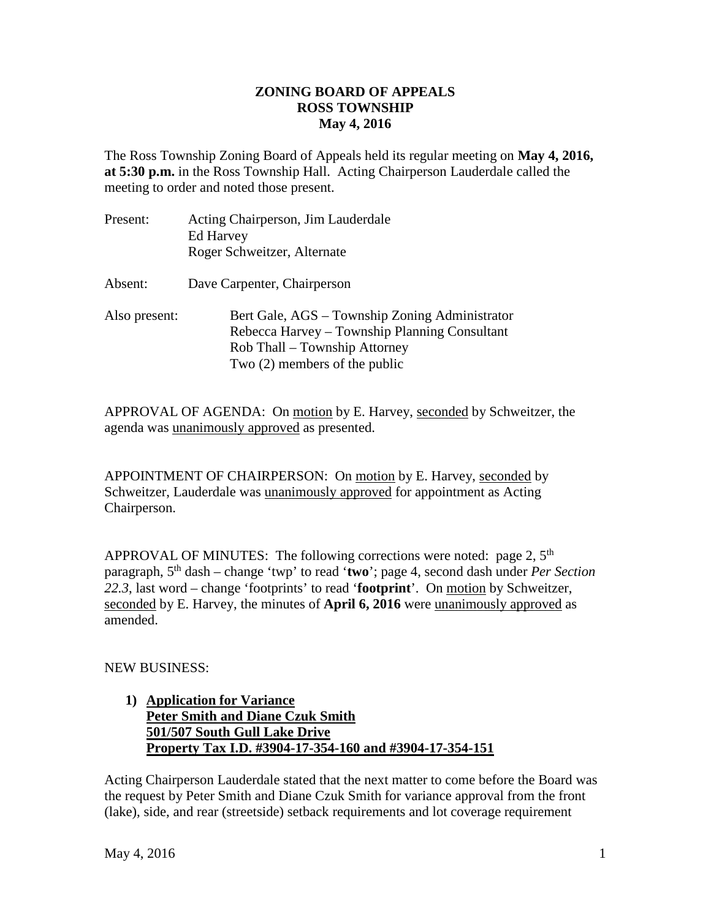# ZONING BOARD OF APPEALS
## ROSS TOWNSHIP
### May 4, 2016

The Ross Township Zoning Board of Appeals held its regular meeting on **May 4, 2016, at 5:30 p.m.** in the Ross Township Hall. Acting Chairperson Lauderdale called the meeting to order and noted those present.

| | |
|---|---|
| Present: | Acting Chairperson, Jim Lauderdale<br>Ed Harvey<br>Roger Schweitzer, Alternate |
| Absent: | Dave Carpenter, Chairperson |
| Also present: | Bert Gale, AGS – Township Zoning Administrator<br>Rebecca Harvey – Township Planning Consultant<br>Rob Thall – Township Attorney<br>Two (2) members of the public |

APPROVAL OF AGENDA: On motion by E. Harvey, seconded by Schweitzer, the agenda was unanimously approved as presented.

APPOINTMENT OF CHAIRPERSON: On motion by E. Harvey, seconded by Schweitzer, Lauderdale was unanimously approved for appointment as Acting Chairperson.

APPROVAL OF MINUTES: The following corrections were noted: page 2, 5th paragraph, 5th dash – change 'twp' to read '**two**'; page 4, second dash under *Per Section 22.3*, last word – change 'footprints' to read '**footprint**'. On motion by Schweitzer, seconded by E. Harvey, the minutes of **April 6, 2016** were unanimously approved as amended.

NEW BUSINESS:

1) **Application for Variance**
   **Peter Smith and Diane Czuk Smith**
   **501/507 South Gull Lake Drive**
   **Property Tax I.D. #3904-17-354-160 and #3904-17-354-151**

Acting Chairperson Lauderdale stated that the next matter to come before the Board was the request by Peter Smith and Diane Czuk Smith for variance approval from the front (lake), side, and rear (streetside) setback requirements and lot coverage requirement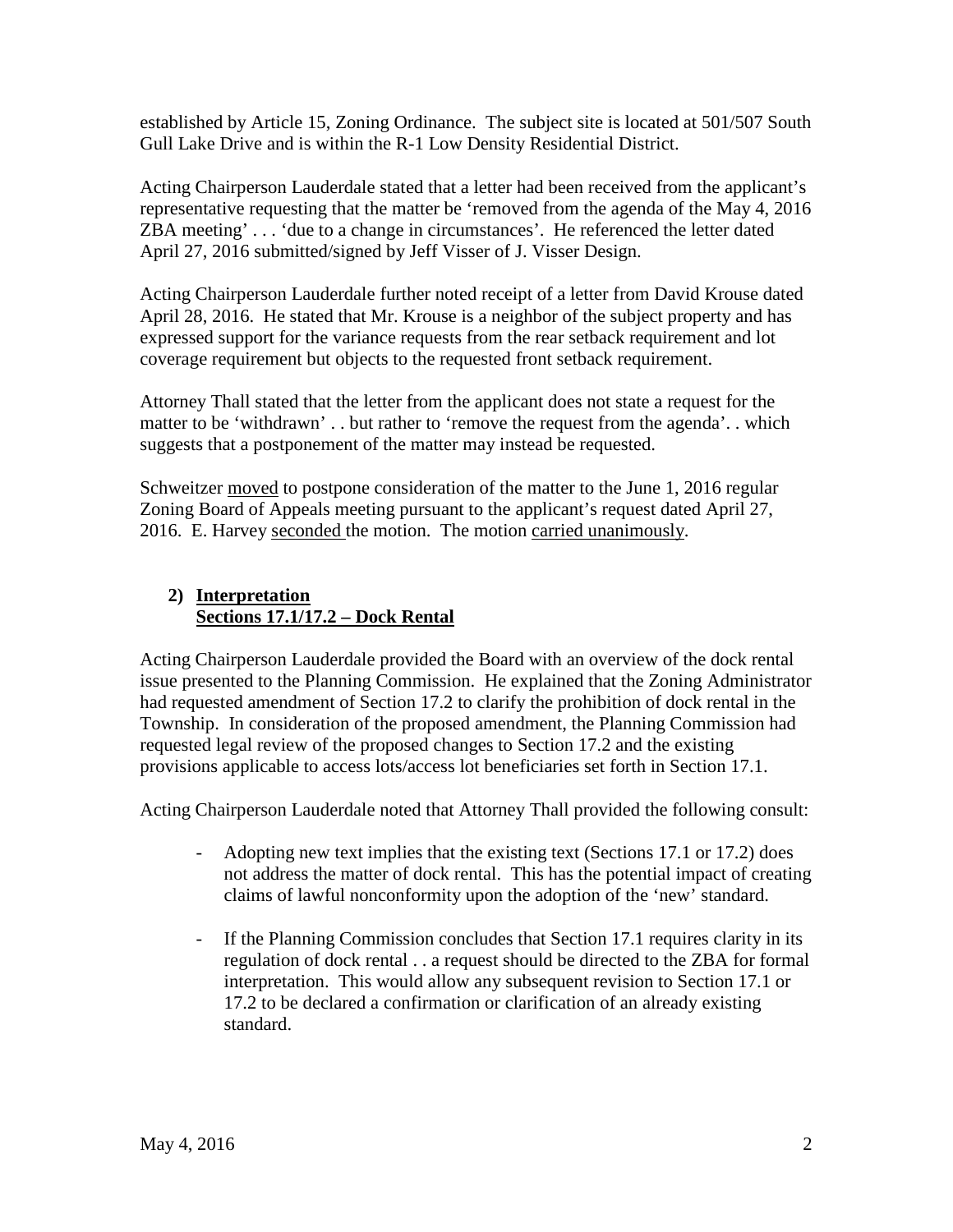established by Article 15, Zoning Ordinance. The subject site is located at 501/507 South Gull Lake Drive and is within the R-1 Low Density Residential District.

Acting Chairperson Lauderdale stated that a letter had been received from the applicant's representative requesting that the matter be 'removed from the agenda of the May 4, 2016 ZBA meeting' . . . 'due to a change in circumstances'. He referenced the letter dated April 27, 2016 submitted/signed by Jeff Visser of J. Visser Design.

Acting Chairperson Lauderdale further noted receipt of a letter from David Krouse dated April 28, 2016. He stated that Mr. Krouse is a neighbor of the subject property and has expressed support for the variance requests from the rear setback requirement and lot coverage requirement but objects to the requested front setback requirement.

Attorney Thall stated that the letter from the applicant does not state a request for the matter to be 'withdrawn' . . but rather to 'remove the request from the agenda'. . which suggests that a postponement of the matter may instead be requested.

Schweitzer moved to postpone consideration of the matter to the June 1, 2016 regular Zoning Board of Appeals meeting pursuant to the applicant's request dated April 27, 2016. E. Harvey seconded the motion. The motion carried unanimously.

**2) Interpretation**
**Sections 17.1/17.2 – Dock Rental**

Acting Chairperson Lauderdale provided the Board with an overview of the dock rental issue presented to the Planning Commission. He explained that the Zoning Administrator had requested amendment of Section 17.2 to clarify the prohibition of dock rental in the Township. In consideration of the proposed amendment, the Planning Commission had requested legal review of the proposed changes to Section 17.2 and the existing provisions applicable to access lots/access lot beneficiaries set forth in Section 17.1.

Acting Chairperson Lauderdale noted that Attorney Thall provided the following consult:

- Adopting new text implies that the existing text (Sections 17.1 or 17.2) does not address the matter of dock rental. This has the potential impact of creating claims of lawful nonconformity upon the adoption of the 'new' standard.

- If the Planning Commission concludes that Section 17.1 requires clarity in its regulation of dock rental . . a request should be directed to the ZBA for formal interpretation. This would allow any subsequent revision to Section 17.1 or 17.2 to be declared a confirmation or clarification of an already existing standard.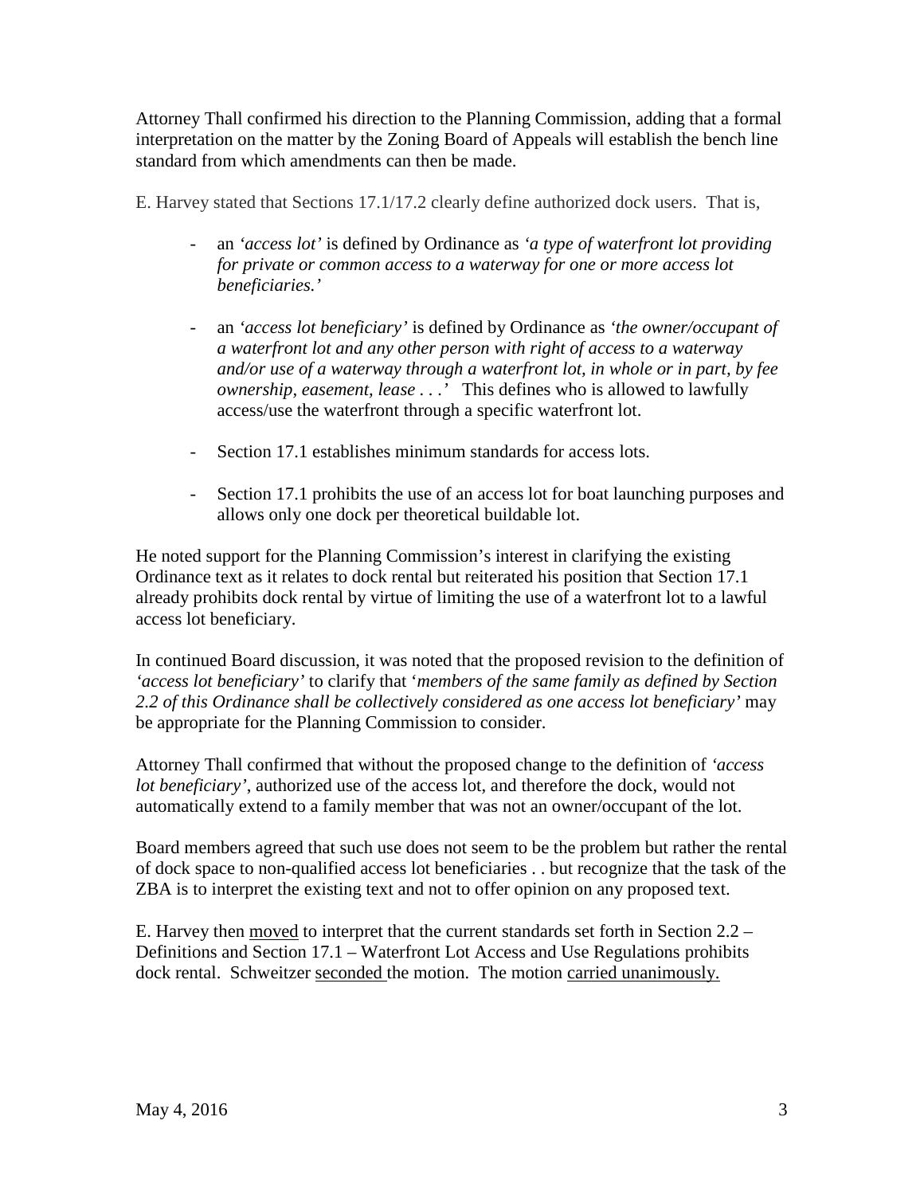Attorney Thall confirmed his direction to the Planning Commission, adding that a formal interpretation on the matter by the Zoning Board of Appeals will establish the bench line standard from which amendments can then be made.

E. Harvey stated that Sections 17.1/17.2 clearly define authorized dock users. That is,

- an *'access lot'* is defined by Ordinance as *'a type of waterfront lot providing for private or common access to a waterway for one or more access lot beneficiaries.'*

- an *'access lot beneficiary'* is defined by Ordinance as *'the owner/occupant of a waterfront lot and any other person with right of access to a waterway and/or use of a waterway through a waterfront lot, in whole or in part, by fee ownership, easement, lease . . .'* This defines who is allowed to lawfully access/use the waterfront through a specific waterfront lot.

- Section 17.1 establishes minimum standards for access lots.

- Section 17.1 prohibits the use of an access lot for boat launching purposes and allows only one dock per theoretical buildable lot.

He noted support for the Planning Commission's interest in clarifying the existing Ordinance text as it relates to dock rental but reiterated his position that Section 17.1 already prohibits dock rental by virtue of limiting the use of a waterfront lot to a lawful access lot beneficiary.

In continued Board discussion, it was noted that the proposed revision to the definition of *'access lot beneficiary'* to clarify that '*members of the same family as defined by Section 2.2 of this Ordinance shall be collectively considered as one access lot beneficiary'* may be appropriate for the Planning Commission to consider.

Attorney Thall confirmed that without the proposed change to the definition of *'access lot beneficiary'*, authorized use of the access lot, and therefore the dock, would not automatically extend to a family member that was not an owner/occupant of the lot.

Board members agreed that such use does not seem to be the problem but rather the rental of dock space to non-qualified access lot beneficiaries . . but recognize that the task of the ZBA is to interpret the existing text and not to offer opinion on any proposed text.

E. Harvey then <u>moved</u> to interpret that the current standards set forth in Section 2.2 – Definitions and Section 17.1 – Waterfront Lot Access and Use Regulations prohibits dock rental. Schweitzer <u>seconded</u> the motion. The motion <u>carried unanimously.</u>

May 4, 2016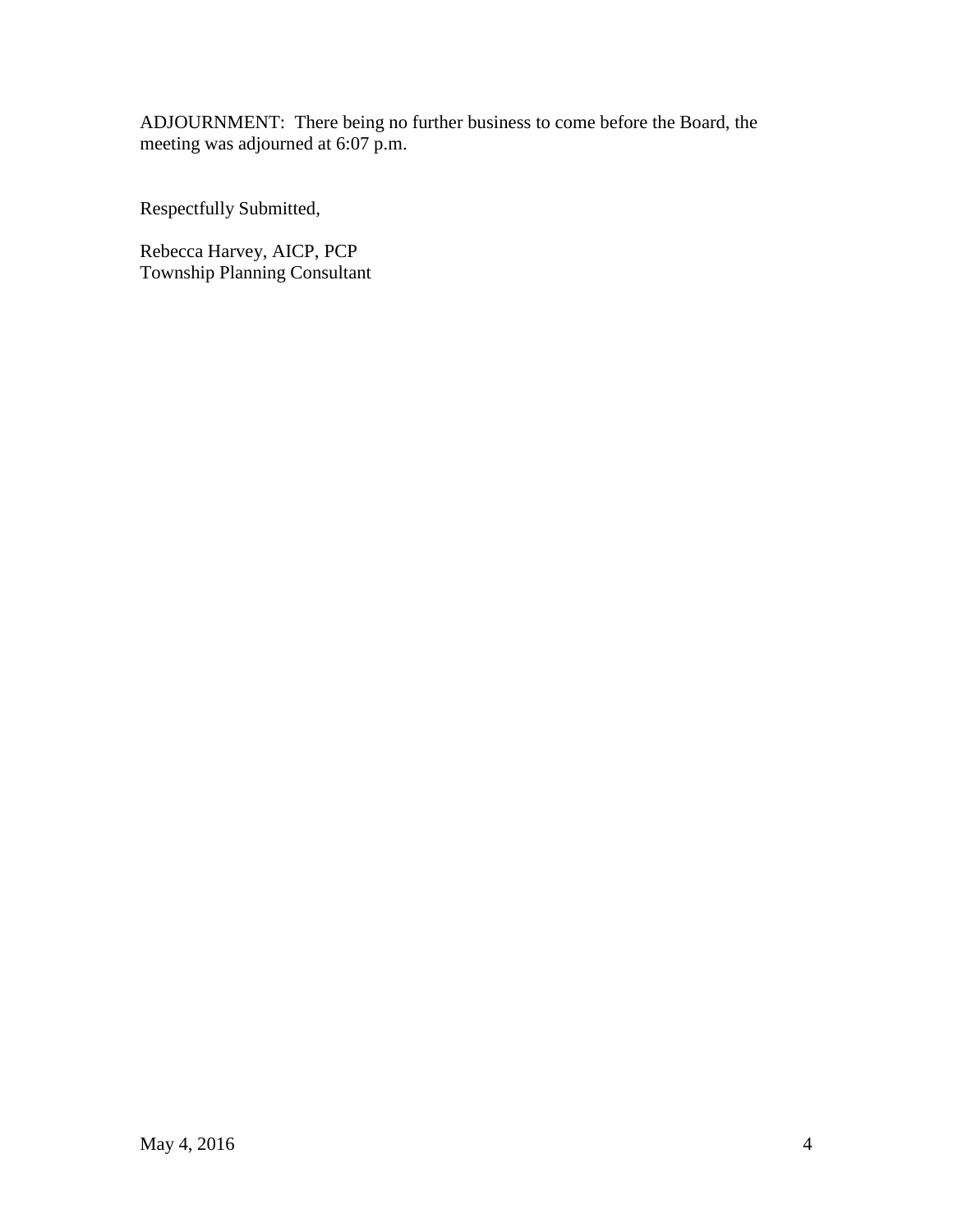ADJOURNMENT: There being no further business to come before the Board, the meeting was adjourned at 6:07 p.m.

Respectfully Submitted,

Rebecca Harvey, AICP, PCP
Township Planning Consultant